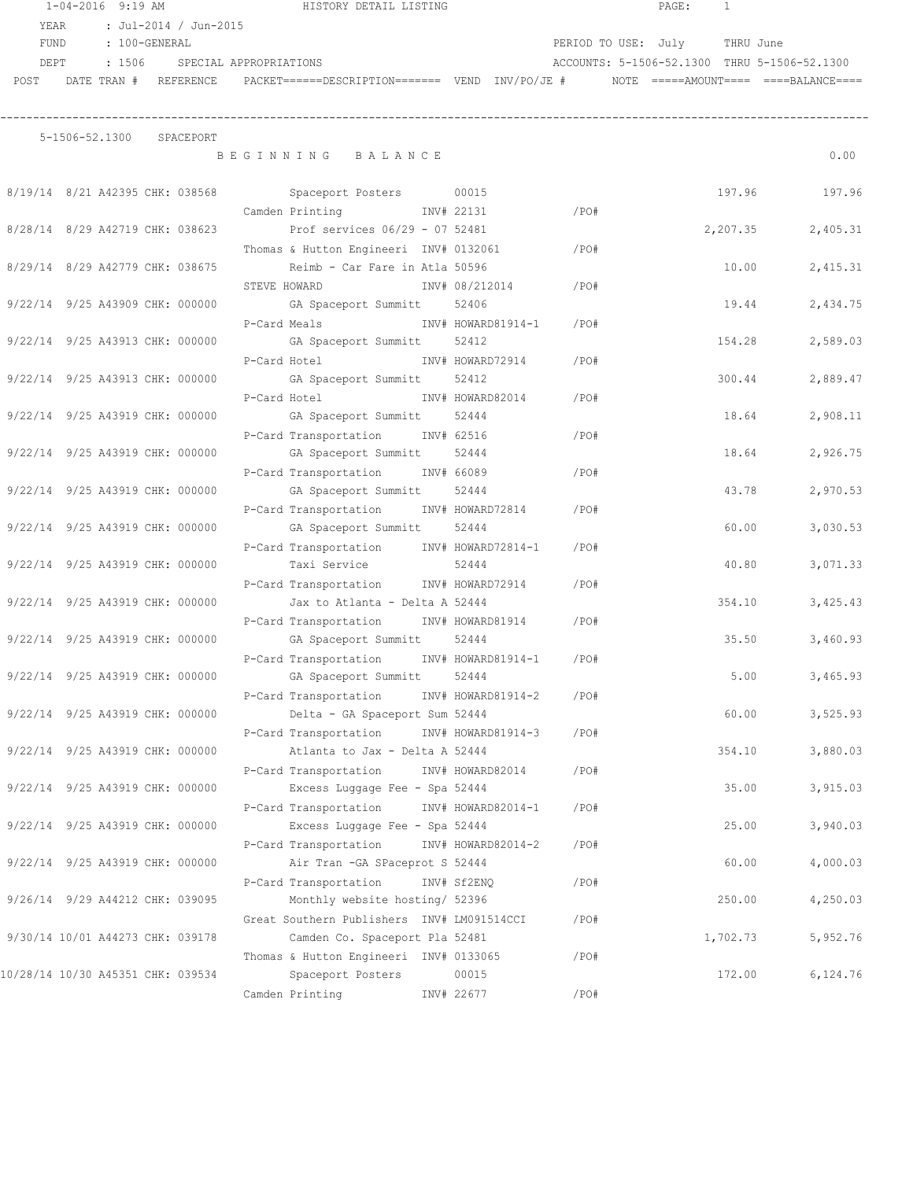1-04-2016 9:19 AM HISTORY DETAIL LISTING

YEAR : Jul-2014 / Jun-2015
FUND : 100-GENERAL PERIOD TO USE: July THRU June
DEPT : 1506 SPECIAL APPROPRIATIONS ACCOUNTS: 5-1506-52.1300 THRU 5-1506-52.1300

| POST | DATE | TRAN # | REFERENCE | PACKET======DESCRIPTION======= | VEND | INV/PO/JE # | NOTE | =====AMOUNT==== | ====BALANCE==== |
|---|---|---|---|---|---|---|---|---|---|
| 5-1506-52.1300 SPACEPORT | | | | | | | | | |
| | | | | B E G I N N I N G B A L A N C E | | | | | 0.00 |
| 8/19/14 | 8/21 | A42395 | CHK: 038568 | Spaceport Posters | 00015 | | | 197.96 | 197.96 |
| | | | | Camden Printing | | INV# 22131 | /PO# | | |
| 8/28/14 | 8/29 | A42719 | CHK: 038623 | Prof services 06/29 - 07 | 52481 | | | 2,207.35 | 2,405.31 |
| | | | | Thomas & Hutton Engineeri | | INV# 0132061 | /PO# | | |
| 8/29/14 | 8/29 | A42779 | CHK: 038675 | Reimb - Car Fare in Atla | 50596 | | | 10.00 | 2,415.31 |
| | | | | STEVE HOWARD | | INV# 08/212014 | /PO# | | |
| 9/22/14 | 9/25 | A43909 | CHK: 000000 | GA Spaceport Summitt | 52406 | | | 19.44 | 2,434.75 |
| | | | | P-Card Meals | | INV# HOWARD81914-1 | /PO# | | |
| 9/22/14 | 9/25 | A43913 | CHK: 000000 | GA Spaceport Summitt | 52412 | | | 154.28 | 2,589.03 |
| | | | | P-Card Hotel | | INV# HOWARD72914 | /PO# | | |
| 9/22/14 | 9/25 | A43913 | CHK: 000000 | GA Spaceport Summitt | 52412 | | | 300.44 | 2,889.47 |
| | | | | P-Card Hotel | | INV# HOWARD82014 | /PO# | | |
| 9/22/14 | 9/25 | A43919 | CHK: 000000 | GA Spaceport Summitt | 52444 | | | 18.64 | 2,908.11 |
| | | | | P-Card Transportation | | INV# 62516 | /PO# | | |
| 9/22/14 | 9/25 | A43919 | CHK: 000000 | GA Spaceport Summitt | 52444 | | | 18.64 | 2,926.75 |
| | | | | P-Card Transportation | | INV# 66089 | /PO# | | |
| 9/22/14 | 9/25 | A43919 | CHK: 000000 | GA Spaceport Summitt | 52444 | | | 43.78 | 2,970.53 |
| | | | | P-Card Transportation | | INV# HOWARD72814 | /PO# | | |
| 9/22/14 | 9/25 | A43919 | CHK: 000000 | GA Spaceport Summitt | 52444 | | | 60.00 | 3,030.53 |
| | | | | P-Card Transportation | | INV# HOWARD72814-1 | /PO# | | |
| 9/22/14 | 9/25 | A43919 | CHK: 000000 | Taxi Service | 52444 | | | 40.80 | 3,071.33 |
| | | | | P-Card Transportation | | INV# HOWARD72914 | /PO# | | |
| 9/22/14 | 9/25 | A43919 | CHK: 000000 | Jax to Atlanta - Delta A | 52444 | | | 354.10 | 3,425.43 |
| | | | | P-Card Transportation | | INV# HOWARD81914 | /PO# | | |
| 9/22/14 | 9/25 | A43919 | CHK: 000000 | GA Spaceport Summitt | 52444 | | | 35.50 | 3,460.93 |
| | | | | P-Card Transportation | | INV# HOWARD81914-1 | /PO# | | |
| 9/22/14 | 9/25 | A43919 | CHK: 000000 | GA Spaceport Summitt | 52444 | | | 5.00 | 3,465.93 |
| | | | | P-Card Transportation | | INV# HOWARD81914-2 | /PO# | | |
| 9/22/14 | 9/25 | A43919 | CHK: 000000 | Delta - GA Spaceport Sum | 52444 | | | 60.00 | 3,525.93 |
| | | | | P-Card Transportation | | INV# HOWARD81914-3 | /PO# | | |
| 9/22/14 | 9/25 | A43919 | CHK: 000000 | Atlanta to Jax - Delta A | 52444 | | | 354.10 | 3,880.03 |
| | | | | P-Card Transportation | | INV# HOWARD82014 | /PO# | | |
| 9/22/14 | 9/25 | A43919 | CHK: 000000 | Excess Luggage Fee - Spa | 52444 | | | 35.00 | 3,915.03 |
| | | | | P-Card Transportation | | INV# HOWARD82014-1 | /PO# | | |
| 9/22/14 | 9/25 | A43919 | CHK: 000000 | Excess Luggage Fee - Spa | 52444 | | | 25.00 | 3,940.03 |
| | | | | P-Card Transportation | | INV# HOWARD82014-2 | /PO# | | |
| 9/22/14 | 9/25 | A43919 | CHK: 000000 | Air Tran -GA SPaceprot S | 52444 | | | 60.00 | 4,000.03 |
| | | | | P-Card Transportation | | INV# Sf2ENQ | /PO# | | |
| 9/26/14 | 9/29 | A44212 | CHK: 039095 | Monthly website hosting/ | 52396 | | | 250.00 | 4,250.03 |
| | | | | Great Southern Publishers | | INV# LM091514CCI | /PO# | | |
| 9/30/14 | 10/01 | A44273 | CHK: 039178 | Camden Co. Spaceport Pla | 52481 | | | 1,702.73 | 5,952.76 |
| | | | | Thomas & Hutton Engineeri | | INV# 0133065 | /PO# | | |
| 10/28/14 | 10/30 | A45351 | CHK: 039534 | Spaceport Posters | 00015 | | | 172.00 | 6,124.76 |
| | | | | Camden Printing | | INV# 22677 | /PO# | | |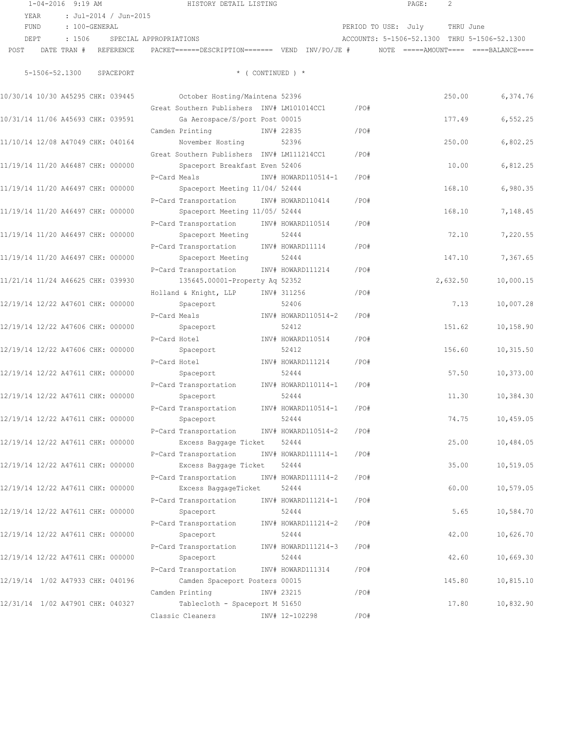HISTORY DETAIL LISTING

YEAR : Jul-2014 / Jun-2015
FUND : 100-GENERAL — PERIOD TO USE: July THRU June
DEPT : 1506 SPECIAL APPROPRIATIONS — ACCOUNTS: 5-1506-52.1300 THRU 5-1506-52.1300

5-1506-52.1300 SPACEPORT * ( CONTINUED ) *

| POST | DATE | TRAN # | REFERENCE | PACKET/DESCRIPTION | VEND | INV/PO/JE # | NOTE | AMOUNT | BALANCE |
|---|---|---|---|---|---|---|---|---|---|
| 10/30/14 | 10/30 | A45295 | CHK: 039445 | October Hosting/Maintena<br>Great Southern Publishers | 52396 | INV# LM101014CC1 /PO# | | 250.00 | 6,374.76 |
| 10/31/14 | 11/06 | A45693 | CHK: 039591 | Ga Aerospace/S/port Post<br>Camden Printing | 00015 | INV# 22835 /PO# | | 177.49 | 6,552.25 |
| 11/10/14 | 12/08 | A47049 | CHK: 040164 | November Hosting<br>Great Southern Publishers | 52396 | INV# LM111214CC1 /PO# | | 250.00 | 6,802.25 |
| 11/19/14 | 11/20 | A46487 | CHK: 000000 | Spaceport Breakfast Even<br>P-Card Meals | 52406 | INV# HOWARD110514-1 /PO# | | 10.00 | 6,812.25 |
| 11/19/14 | 11/20 | A46497 | CHK: 000000 | Spaceport Meeting 11/04/<br>P-Card Transportation | 52444 | INV# HOWARD110414 /PO# | | 168.10 | 6,980.35 |
| 11/19/14 | 11/20 | A46497 | CHK: 000000 | Spaceport Meeting 11/05/<br>P-Card Transportation | 52444 | INV# HOWARD110514 /PO# | | 168.10 | 7,148.45 |
| 11/19/14 | 11/20 | A46497 | CHK: 000000 | Spaceport Meeting<br>P-Card Transportation | 52444 | INV# HOWARD11114 /PO# | | 72.10 | 7,220.55 |
| 11/19/14 | 11/20 | A46497 | CHK: 000000 | Spaceport Meeting<br>P-Card Transportation | 52444 | INV# HOWARD111214 /PO# | | 147.10 | 7,367.65 |
| 11/21/14 | 11/24 | A46625 | CHK: 039930 | 135645.00001-Property Aq<br>Holland & Knight, LLP | 52352 | INV# 311256 /PO# | | 2,632.50 | 10,000.15 |
| 12/19/14 | 12/22 | A47601 | CHK: 000000 | Spaceport<br>P-Card Meals | 52406 | INV# HOWARD110514-2 /PO# | | 7.13 | 10,007.28 |
| 12/19/14 | 12/22 | A47606 | CHK: 000000 | Spaceport<br>P-Card Hotel | 52412 | INV# HOWARD110514 /PO# | | 151.62 | 10,158.90 |
| 12/19/14 | 12/22 | A47606 | CHK: 000000 | Spaceport<br>P-Card Hotel | 52412 | INV# HOWARD111214 /PO# | | 156.60 | 10,315.50 |
| 12/19/14 | 12/22 | A47611 | CHK: 000000 | Spaceport<br>P-Card Transportation | 52444 | INV# HOWARD110114-1 /PO# | | 57.50 | 10,373.00 |
| 12/19/14 | 12/22 | A47611 | CHK: 000000 | Spaceport<br>P-Card Transportation | 52444 | INV# HOWARD110514-1 /PO# | | 11.30 | 10,384.30 |
| 12/19/14 | 12/22 | A47611 | CHK: 000000 | Spaceport<br>P-Card Transportation | 52444 | INV# HOWARD110514-2 /PO# | | 74.75 | 10,459.05 |
| 12/19/14 | 12/22 | A47611 | CHK: 000000 | Excess Baggage Ticket<br>P-Card Transportation | 52444 | INV# HOWARD111114-1 /PO# | | 25.00 | 10,484.05 |
| 12/19/14 | 12/22 | A47611 | CHK: 000000 | Excess Baggage Ticket<br>P-Card Transportation | 52444 | INV# HOWARD111114-2 /PO# | | 35.00 | 10,519.05 |
| 12/19/14 | 12/22 | A47611 | CHK: 000000 | Excess BaggageTicket<br>P-Card Transportation | 52444 | INV# HOWARD111214-1 /PO# | | 60.00 | 10,579.05 |
| 12/19/14 | 12/22 | A47611 | CHK: 000000 | Spaceport<br>P-Card Transportation | 52444 | INV# HOWARD111214-2 /PO# | | 5.65 | 10,584.70 |
| 12/19/14 | 12/22 | A47611 | CHK: 000000 | Spaceport<br>P-Card Transportation | 52444 | INV# HOWARD111214-3 /PO# | | 42.00 | 10,626.70 |
| 12/19/14 | 12/22 | A47611 | CHK: 000000 | Spaceport<br>P-Card Transportation | 52444 | INV# HOWARD111314 /PO# | | 42.60 | 10,669.30 |
| 12/19/14 | 1/02 | A47933 | CHK: 040196 | Camden Spaceport Posters<br>Camden Printing | 00015 | INV# 23215 /PO# | | 145.80 | 10,815.10 |
| 12/31/14 | 1/02 | A47901 | CHK: 040327 | Tablecloth - Spaceport M<br>Classic Cleaners | 51650 | INV# 12-102298 /PO# | | 17.80 | 10,832.90 |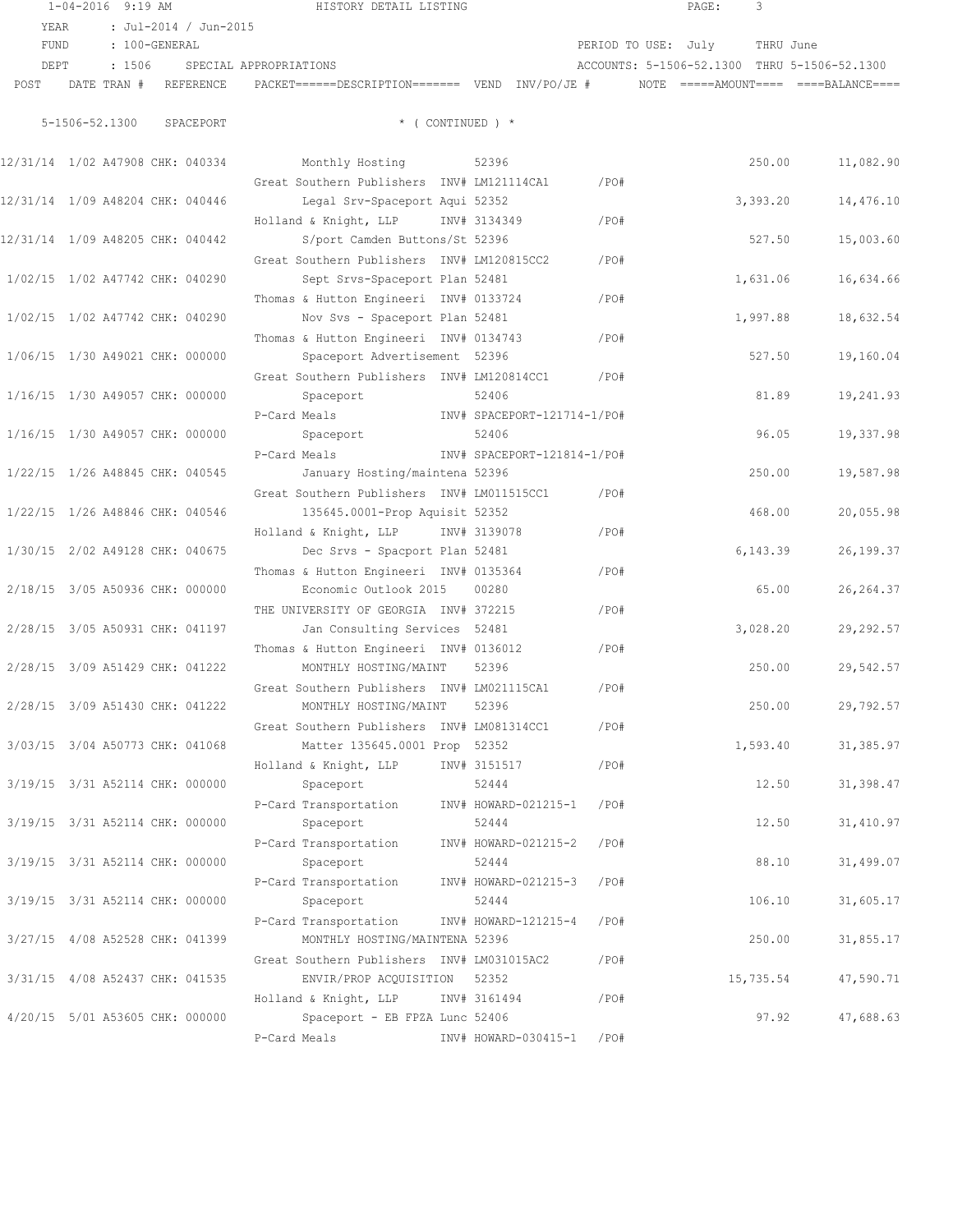HISTORY DETAIL LISTING

YEAR : Jul-2014 / Jun-2015
FUND : 100-GENERAL — PERIOD TO USE: July THRU June
DEPT : 1506 SPECIAL APPROPRIATIONS — ACCOUNTS: 5-1506-52.1300 THRU 5-1506-52.1300

5-1506-52.1300 SPACEPORT * ( CONTINUED ) *

| POST | DATE TRAN # | REFERENCE | PACKET / DESCRIPTION | VEND | INV/PO/JE # | NOTE | AMOUNT | BALANCE |
|---|---|---|---|---|---|---|---|---|
| 12/31/14 | 1/02 A47908 | CHK: 040334 | Monthly Hosting / Great Southern Publishers | 52396 | INV# LM121114CA1 /PO# | | 250.00 | 11,082.90 |
| 12/31/14 | 1/09 A48204 | CHK: 040446 | Legal Srv-Spaceport Aqui / Holland & Knight, LLP | 52352 | INV# 3134349 /PO# | | 3,393.20 | 14,476.10 |
| 12/31/14 | 1/09 A48205 | CHK: 040442 | S/port Camden Buttons/St / Great Southern Publishers | 52396 | INV# LM120815CC2 /PO# | | 527.50 | 15,003.60 |
| 1/02/15 | 1/02 A47742 | CHK: 040290 | Sept Srvs-Spaceport Plan / Thomas & Hutton Engineeri | 52481 | INV# 0133724 /PO# | | 1,631.06 | 16,634.66 |
| 1/02/15 | 1/02 A47742 | CHK: 040290 | Nov Svs - Spaceport Plan / Thomas & Hutton Engineeri | 52481 | INV# 0134743 /PO# | | 1,997.88 | 18,632.54 |
| 1/06/15 | 1/30 A49021 | CHK: 000000 | Spaceport Advertisement / Great Southern Publishers | 52396 | INV# LM120814CC1 /PO# | | 527.50 | 19,160.04 |
| 1/16/15 | 1/30 A49057 | CHK: 000000 | Spaceport / P-Card Meals | 52406 | INV# SPACEPORT-121714-1/PO# | | 81.89 | 19,241.93 |
| 1/16/15 | 1/30 A49057 | CHK: 000000 | Spaceport / P-Card Meals | 52406 | INV# SPACEPORT-121814-1/PO# | | 96.05 | 19,337.98 |
| 1/22/15 | 1/26 A48845 | CHK: 040545 | January Hosting/maintena / Great Southern Publishers | 52396 | INV# LM011515CC1 /PO# | | 250.00 | 19,587.98 |
| 1/22/15 | 1/26 A48846 | CHK: 040546 | 135645.0001-Prop Aquisit / Holland & Knight, LLP | 52352 | INV# 3139078 /PO# | | 468.00 | 20,055.98 |
| 1/30/15 | 2/02 A49128 | CHK: 040675 | Dec Srvs - Spacport Plan / Thomas & Hutton Engineeri | 52481 | INV# 0135364 /PO# | | 6,143.39 | 26,199.37 |
| 2/18/15 | 3/05 A50936 | CHK: 000000 | Economic Outlook 2015 / THE UNIVERSITY OF GEORGIA | 00280 | INV# 372215 /PO# | | 65.00 | 26,264.37 |
| 2/28/15 | 3/05 A50931 | CHK: 041197 | Jan Consulting Services / Thomas & Hutton Engineeri | 52481 | INV# 0136012 /PO# | | 3,028.20 | 29,292.57 |
| 2/28/15 | 3/09 A51429 | CHK: 041222 | MONTHLY HOSTING/MAINT / Great Southern Publishers | 52396 | INV# LM021115CA1 /PO# | | 250.00 | 29,542.57 |
| 2/28/15 | 3/09 A51430 | CHK: 041222 | MONTHLY HOSTING/MAINT / Great Southern Publishers | 52396 | INV# LM081314CC1 /PO# | | 250.00 | 29,792.57 |
| 3/03/15 | 3/04 A50773 | CHK: 041068 | Matter 135645.0001 Prop / Holland & Knight, LLP | 52352 | INV# 3151517 /PO# | | 1,593.40 | 31,385.97 |
| 3/19/15 | 3/31 A52114 | CHK: 000000 | Spaceport / P-Card Transportation | 52444 | INV# HOWARD-021215-1 /PO# | | 12.50 | 31,398.47 |
| 3/19/15 | 3/31 A52114 | CHK: 000000 | Spaceport / P-Card Transportation | 52444 | INV# HOWARD-021215-2 /PO# | | 12.50 | 31,410.97 |
| 3/19/15 | 3/31 A52114 | CHK: 000000 | Spaceport / P-Card Transportation | 52444 | INV# HOWARD-021215-3 /PO# | | 88.10 | 31,499.07 |
| 3/19/15 | 3/31 A52114 | CHK: 000000 | Spaceport / P-Card Transportation | 52444 | INV# HOWARD-121215-4 /PO# | | 106.10 | 31,605.17 |
| 3/27/15 | 4/08 A52528 | CHK: 041399 | MONTHLY HOSTING/MAINTENA / Great Southern Publishers | 52396 | INV# LM031015AC2 /PO# | | 250.00 | 31,855.17 |
| 3/31/15 | 4/08 A52437 | CHK: 041535 | ENVIR/PROP ACQUISITION / Holland & Knight, LLP | 52352 | INV# 3161494 /PO# | | 15,735.54 | 47,590.71 |
| 4/20/15 | 5/01 A53605 | CHK: 000000 | Spaceport - EB FPZA Lunc / P-Card Meals | 52406 | INV# HOWARD-030415-1 /PO# | | 97.92 | 47,688.63 |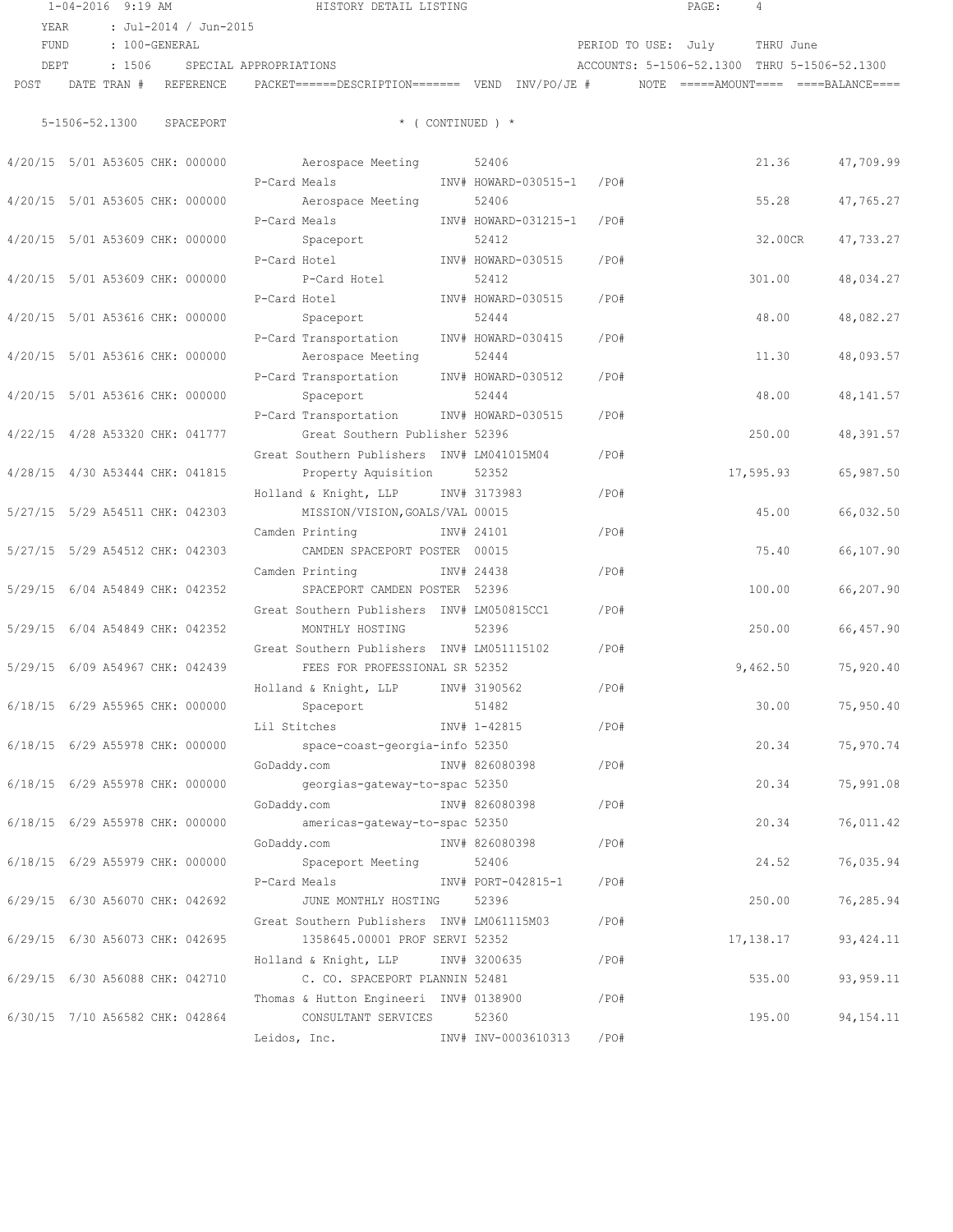1-04-2016 9:19 AM HISTORY DETAIL LISTING

YEAR : Jul-2014 / Jun-2015
FUND : 100-GENERAL PERIOD TO USE: July THRU June
DEPT : 1506 SPECIAL APPROPRIATIONS ACCOUNTS: 5-1506-52.1300 THRU 5-1506-52.1300

5-1506-52.1300 SPACEPORT * ( CONTINUED ) *

| POST | DATE TRAN # | REFERENCE | PACKET======DESCRIPTION======= | VEND | INV/PO/JE # | NOTE | =====AMOUNT==== | ====BALANCE==== |
|---|---|---|---|---|---|---|---|---|
| 4/20/15 | 5/01 A53605 | CHK: 000000 | Aerospace Meeting | 52406 | | | 21.36 | 47,709.99 |
| | | | P-Card Meals | | INV# HOWARD-030515-1 /PO# | | | |
| 4/20/15 | 5/01 A53605 | CHK: 000000 | Aerospace Meeting | 52406 | | | 55.28 | 47,765.27 |
| | | | P-Card Meals | | INV# HOWARD-031215-1 /PO# | | | |
| 4/20/15 | 5/01 A53609 | CHK: 000000 | Spaceport | 52412 | | | 32.00CR | 47,733.27 |
| | | | P-Card Hotel | | INV# HOWARD-030515 /PO# | | | |
| 4/20/15 | 5/01 A53609 | CHK: 000000 | P-Card Hotel | 52412 | | | 301.00 | 48,034.27 |
| | | | P-Card Hotel | | INV# HOWARD-030515 /PO# | | | |
| 4/20/15 | 5/01 A53616 | CHK: 000000 | Spaceport | 52444 | | | 48.00 | 48,082.27 |
| | | | P-Card Transportation | | INV# HOWARD-030415 /PO# | | | |
| 4/20/15 | 5/01 A53616 | CHK: 000000 | Aerospace Meeting | 52444 | | | 11.30 | 48,093.57 |
| | | | P-Card Transportation | | INV# HOWARD-030512 /PO# | | | |
| 4/20/15 | 5/01 A53616 | CHK: 000000 | Spaceport | 52444 | | | 48.00 | 48,141.57 |
| | | | P-Card Transportation | | INV# HOWARD-030515 /PO# | | | |
| 4/22/15 | 4/28 A53320 | CHK: 041777 | Great Southern Publisher | 52396 | | | 250.00 | 48,391.57 |
| | | | Great Southern Publishers | | INV# LM041015M04 /PO# | | | |
| 4/28/15 | 4/30 A53444 | CHK: 041815 | Property Aquisition | 52352 | | | 17,595.93 | 65,987.50 |
| | | | Holland & Knight, LLP | | INV# 3173983 /PO# | | | |
| 5/27/15 | 5/29 A54511 | CHK: 042303 | MISSION/VISION,GOALS/VAL | 00015 | | | 45.00 | 66,032.50 |
| | | | Camden Printing | | INV# 24101 /PO# | | | |
| 5/27/15 | 5/29 A54512 | CHK: 042303 | CAMDEN SPACEPORT POSTER | 00015 | | | 75.40 | 66,107.90 |
| | | | Camden Printing | | INV# 24438 /PO# | | | |
| 5/29/15 | 6/04 A54849 | CHK: 042352 | SPACEPORT CAMDEN POSTER | 52396 | | | 100.00 | 66,207.90 |
| | | | Great Southern Publishers | | INV# LM050815CC1 /PO# | | | |
| 5/29/15 | 6/04 A54849 | CHK: 042352 | MONTHLY HOSTING | 52396 | | | 250.00 | 66,457.90 |
| | | | Great Southern Publishers | | INV# LM051115102 /PO# | | | |
| 5/29/15 | 6/09 A54967 | CHK: 042439 | FEES FOR PROFESSIONAL SR | 52352 | | | 9,462.50 | 75,920.40 |
| | | | Holland & Knight, LLP | | INV# 3190562 /PO# | | | |
| 6/18/15 | 6/29 A55965 | CHK: 000000 | Spaceport | 51482 | | | 30.00 | 75,950.40 |
| | | | Lil Stitches | | INV# 1-42815 /PO# | | | |
| 6/18/15 | 6/29 A55978 | CHK: 000000 | space-coast-georgia-info | 52350 | | | 20.34 | 75,970.74 |
| | | | GoDaddy.com | | INV# 826080398 /PO# | | | |
| 6/18/15 | 6/29 A55978 | CHK: 000000 | georgias-gateway-to-spac | 52350 | | | 20.34 | 75,991.08 |
| | | | GoDaddy.com | | INV# 826080398 /PO# | | | |
| 6/18/15 | 6/29 A55978 | CHK: 000000 | americas-gateway-to-spac | 52350 | | | 20.34 | 76,011.42 |
| | | | GoDaddy.com | | INV# 826080398 /PO# | | | |
| 6/18/15 | 6/29 A55979 | CHK: 000000 | Spaceport Meeting | 52406 | | | 24.52 | 76,035.94 |
| | | | P-Card Meals | | INV# PORT-042815-1 /PO# | | | |
| 6/29/15 | 6/30 A56070 | CHK: 042692 | JUNE MONTHLY HOSTING | 52396 | | | 250.00 | 76,285.94 |
| | | | Great Southern Publishers | | INV# LM061115M03 /PO# | | | |
| 6/29/15 | 6/30 A56073 | CHK: 042695 | 1358645.00001 PROF SERVI | 52352 | | | 17,138.17 | 93,424.11 |
| | | | Holland & Knight, LLP | | INV# 3200635 /PO# | | | |
| 6/29/15 | 6/30 A56088 | CHK: 042710 | C. CO. SPACEPORT PLANNIN | 52481 | | | 535.00 | 93,959.11 |
| | | | Thomas & Hutton Engineeri | | INV# 0138900 /PO# | | | |
| 6/30/15 | 7/10 A56582 | CHK: 042864 | CONSULTANT SERVICES | 52360 | | | 195.00 | 94,154.11 |
| | | | Leidos, Inc. | | INV# INV-0003610313 /PO# | | | |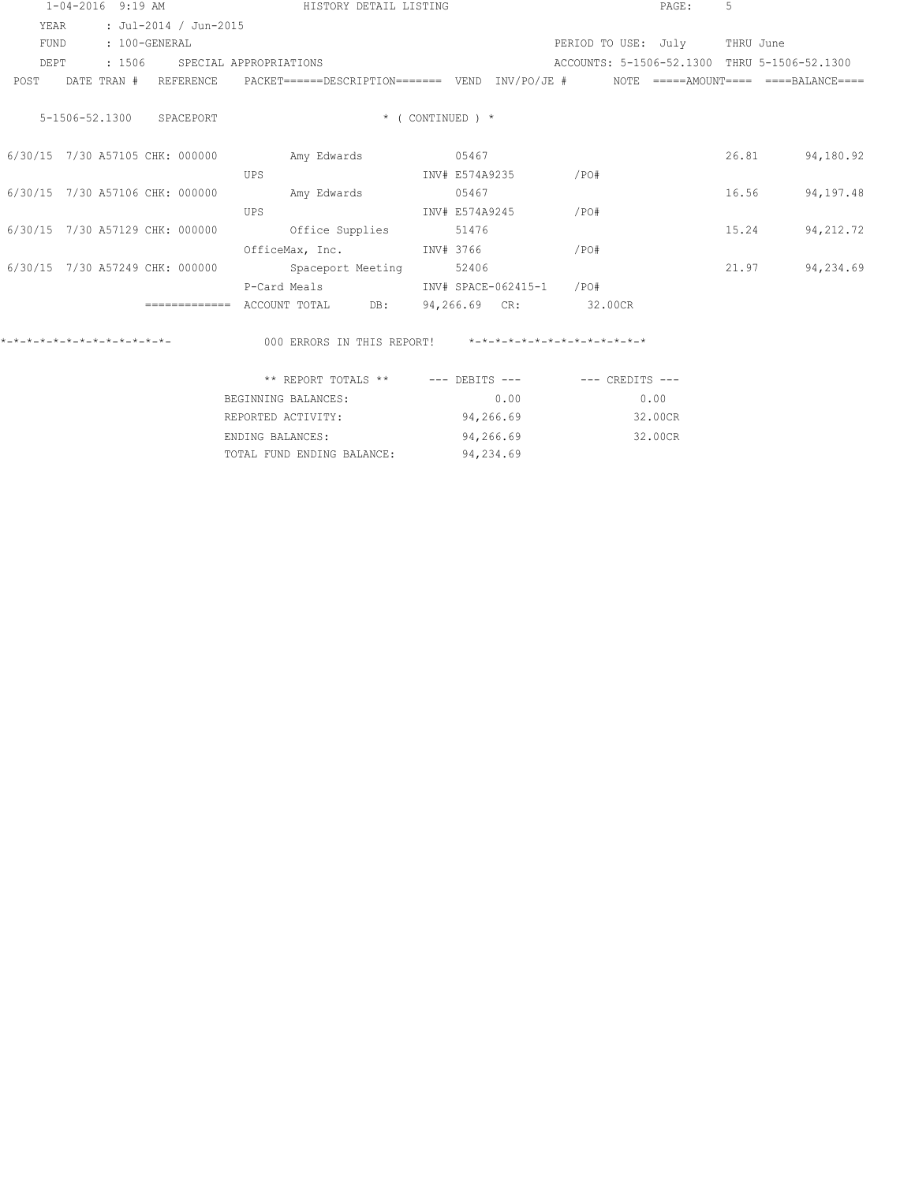1-04-2016 9:19 AM HISTORY DETAIL LISTING

YEAR : Jul-2014 / Jun-2015
FUND : 100-GENERAL PERIOD TO USE: July THRU June
DEPT : 1506 SPECIAL APPROPRIATIONS ACCOUNTS: 5-1506-52.1300 THRU 5-1506-52.1300

| POST | DATE | TRAN # | REFERENCE | PACKET======DESCRIPTION======= | VEND | INV/PO/JE # | NOTE | =====AMOUNT==== | ====BALANCE==== |
|---|---|---|---|---|---|---|---|---|---|
| 5-1506-52.1300 | SPACEPORT | | | * ( CONTINUED ) * | | | | | |
| 6/30/15 | 7/30 | A57105 | CHK: 000000 | Amy Edwards | 05467 | | | 26.81 | 94,180.92 |
| | | | | UPS | | INV# E574A9235 /PO# | | | |
| 6/30/15 | 7/30 | A57106 | CHK: 000000 | Amy Edwards | 05467 | | | 16.56 | 94,197.48 |
| | | | | UPS | | INV# E574A9245 /PO# | | | |
| 6/30/15 | 7/30 | A57129 | CHK: 000000 | Office Supplies | 51476 | | | 15.24 | 94,212.72 |
| | | | | OfficeMax, Inc. | | INV# 3766 /PO# | | | |
| 6/30/15 | 7/30 | A57249 | CHK: 000000 | Spaceport Meeting | 52406 | | | 21.97 | 94,234.69 |
| | | | | P-Card Meals | | INV# SPACE-062415-1 /PO# | | | |
| | | | ============= | ACCOUNT TOTAL DB: | 94,266.69 | CR: | 32.00CR | | |

*-*-*-*-*-*-*-*-*-*-*-*-*- 000 ERRORS IN THIS REPORT! *-*-*-*-*-*-*-*-*-*-*-*-*-*

| ** REPORT TOTALS ** | --- DEBITS --- | --- CREDITS --- |
|---|---|---|
| BEGINNING BALANCES: | 0.00 | 0.00 |
| REPORTED ACTIVITY: | 94,266.69 | 32.00CR |
| ENDING BALANCES: | 94,266.69 | 32.00CR |
| TOTAL FUND ENDING BALANCE: | 94,234.69 | |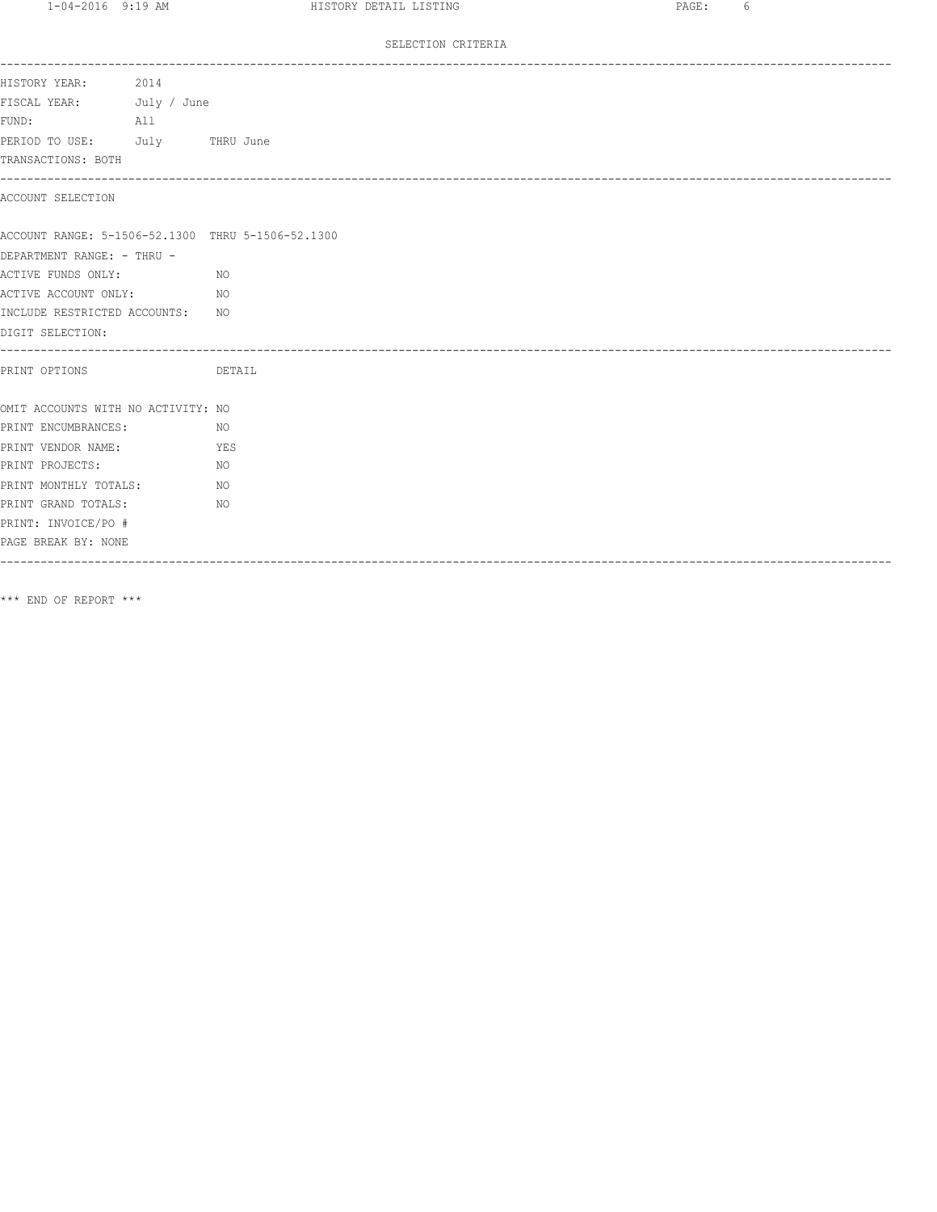SELECTION CRITERIA

---

HISTORY YEAR: 2014
FISCAL YEAR: July / June
FUND: All
PERIOD TO USE: July THRU June
TRANSACTIONS: BOTH

---

ACCOUNT SELECTION

ACCOUNT RANGE: 5-1506-52.1300 THRU 5-1506-52.1300
DEPARTMENT RANGE: - THRU -
ACTIVE FUNDS ONLY: NO
ACTIVE ACCOUNT ONLY: NO
INCLUDE RESTRICTED ACCOUNTS: NO
DIGIT SELECTION:

---

PRINT OPTIONS DETAIL

OMIT ACCOUNTS WITH NO ACTIVITY: NO
PRINT ENCUMBRANCES: NO
PRINT VENDOR NAME: YES
PRINT PROJECTS: NO
PRINT MONTHLY TOTALS: NO
PRINT GRAND TOTALS: NO
PRINT: INVOICE/PO #
PAGE BREAK BY: NONE

---

*** END OF REPORT ***